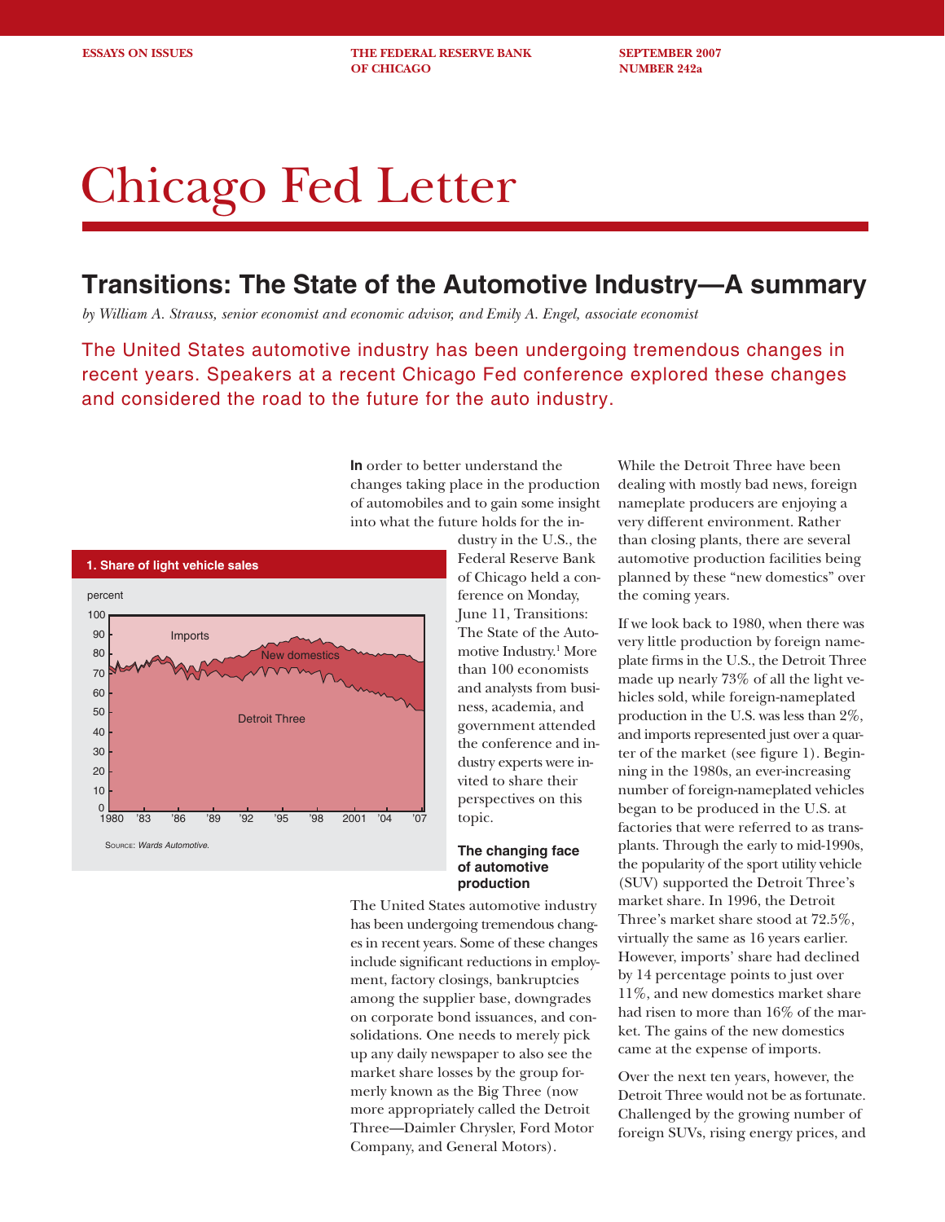ESSAYS ON ISSUES | THE FEDERAL RESERVE BANK OF CHICAGO | SEPTEMBER 2007 NUMBER 242a

# Chicago Fed Letter

## Transitions: The State of the Automotive Industry—A summary

*by William A. Strauss, senior economist and economic advisor, and Emily A. Engel, associate economist*

The United States automotive industry has been undergoing tremendous changes in recent years. Speakers at a recent Chicago Fed conference explored these changes and considered the road to the future for the auto industry.

**In** order to better understand the changes taking place in the production of automobiles and to gain some insight into what the future holds for the industry in the U.S., the Federal Reserve Bank of Chicago held a conference on Monday, June 11, Transitions: The State of the Automotive Industry.[1] More than 100 economists and analysts from business, academia, and government attended the conference and industry experts were invited to share their perspectives on this topic.

**1. Share of light vehicle sales**

Source: *Wards Automotive.*

### The changing face of automotive production

The United States automotive industry has been undergoing tremendous changes in recent years. Some of these changes include significant reductions in employment, factory closings, bankruptcies among the supplier base, downgrades on corporate bond issuances, and consolidations. One needs to merely pick up any daily newspaper to also see the market share losses by the group formerly known as the Big Three (now more appropriately called the Detroit Three—Daimler Chrysler, Ford Motor Company, and General Motors).

While the Detroit Three have been dealing with mostly bad news, foreign nameplate producers are enjoying a very different environment. Rather than closing plants, there are several automotive production facilities being planned by these "new domestics" over the coming years.

If we look back to 1980, when there was very little production by foreign nameplate firms in the U.S., the Detroit Three made up nearly 73% of all the light vehicles sold, while foreign-nameplated production in the U.S. was less than 2%, and imports represented just over a quarter of the market (see figure 1). Beginning in the 1980s, an ever-increasing number of foreign-nameplated vehicles began to be produced in the U.S. at factories that were referred to as transplants. Through the early to mid-1990s, the popularity of the sport utility vehicle (SUV) supported the Detroit Three's market share. In 1996, the Detroit Three's market share stood at 72.5%, virtually the same as 16 years earlier. However, imports' share had declined by 14 percentage points to just over 11%, and new domestics market share had risen to more than 16% of the market. The gains of the new domestics came at the expense of imports.

Over the next ten years, however, the Detroit Three would not be as fortunate. Challenged by the growing number of foreign SUVs, rising energy prices, and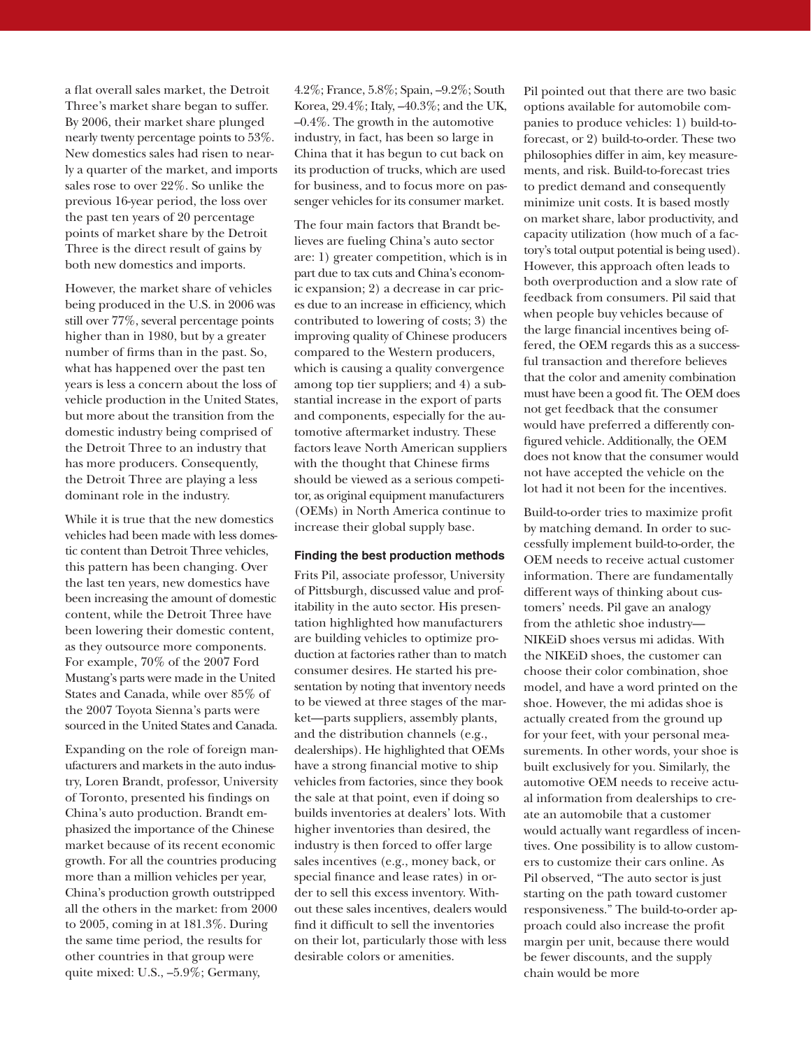a flat overall sales market, the Detroit Three's market share began to suffer. By 2006, their market share plunged nearly twenty percentage points to 53%. New domestics sales had risen to nearly a quarter of the market, and imports sales rose to over 22%. So unlike the previous 16-year period, the loss over the past ten years of 20 percentage points of market share by the Detroit Three is the direct result of gains by both new domestics and imports.

However, the market share of vehicles being produced in the U.S. in 2006 was still over 77%, several percentage points higher than in 1980, but by a greater number of firms than in the past. So, what has happened over the past ten years is less a concern about the loss of vehicle production in the United States, but more about the transition from the domestic industry being comprised of the Detroit Three to an industry that has more producers. Consequently, the Detroit Three are playing a less dominant role in the industry.

While it is true that the new domestics vehicles had been made with less domestic content than Detroit Three vehicles, this pattern has been changing. Over the last ten years, new domestics have been increasing the amount of domestic content, while the Detroit Three have been lowering their domestic content, as they outsource more components. For example, 70% of the 2007 Ford Mustang's parts were made in the United States and Canada, while over 85% of the 2007 Toyota Sienna's parts were sourced in the United States and Canada.

Expanding on the role of foreign manufacturers and markets in the auto industry, Loren Brandt, professor, University of Toronto, presented his findings on China's auto production. Brandt emphasized the importance of the Chinese market because of its recent economic growth. For all the countries producing more than a million vehicles per year, China's production growth outstripped all the others in the market: from 2000 to 2005, coming in at 181.3%. During the same time period, the results for other countries in that group were quite mixed: U.S., –5.9%; Germany, 4.2%; France, 5.8%; Spain, –9.2%; South Korea, 29.4%; Italy, –40.3%; and the UK, –0.4%. The growth in the automotive industry, in fact, has been so large in China that it has begun to cut back on its production of trucks, which are used for business, and to focus more on passenger vehicles for its consumer market.

The four main factors that Brandt believes are fueling China's auto sector are: 1) greater competition, which is in part due to tax cuts and China's economic expansion; 2) a decrease in car prices due to an increase in efficiency, which contributed to lowering of costs; 3) the improving quality of Chinese producers compared to the Western producers, which is causing a quality convergence among top tier suppliers; and 4) a substantial increase in the export of parts and components, especially for the automotive aftermarket industry. These factors leave North American suppliers with the thought that Chinese firms should be viewed as a serious competitor, as original equipment manufacturers (OEMs) in North America continue to increase their global supply base.

#### Finding the best production methods

Frits Pil, associate professor, University of Pittsburgh, discussed value and profitability in the auto sector. His presentation highlighted how manufacturers are building vehicles to optimize production at factories rather than to match consumer desires. He started his presentation by noting that inventory needs to be viewed at three stages of the market—parts suppliers, assembly plants, and the distribution channels (e.g., dealerships). He highlighted that OEMs have a strong financial motive to ship vehicles from factories, since they book the sale at that point, even if doing so builds inventories at dealers' lots. With higher inventories than desired, the industry is then forced to offer large sales incentives (e.g., money back, or special finance and lease rates) in order to sell this excess inventory. Without these sales incentives, dealers would find it difficult to sell the inventories on their lot, particularly those with less desirable colors or amenities.

Pil pointed out that there are two basic options available for automobile companies to produce vehicles: 1) build-to-forecast, or 2) build-to-order. These two philosophies differ in aim, key measurements, and risk. Build-to-forecast tries to predict demand and consequently minimize unit costs. It is based mostly on market share, labor productivity, and capacity utilization (how much of a factory's total output potential is being used). However, this approach often leads to both overproduction and a slow rate of feedback from consumers. Pil said that when people buy vehicles because of the large financial incentives being offered, the OEM regards this as a successful transaction and therefore believes that the color and amenity combination must have been a good fit. The OEM does not get feedback that the consumer would have preferred a differently configured vehicle. Additionally, the OEM does not know that the consumer would not have accepted the vehicle on the lot had it not been for the incentives.

Build-to-order tries to maximize profit by matching demand. In order to successfully implement build-to-order, the OEM needs to receive actual customer information. There are fundamentally different ways of thinking about customers' needs. Pil gave an analogy from the athletic shoe industry—NIKEiD shoes versus mi adidas. With the NIKEiD shoes, the customer can choose their color combination, shoe model, and have a word printed on the shoe. However, the mi adidas shoe is actually created from the ground up for your feet, with your personal measurements. In other words, your shoe is built exclusively for you. Similarly, the automotive OEM needs to receive actual information from dealerships to create an automobile that a customer would actually want regardless of incentives. One possibility is to allow customers to customize their cars online. As Pil observed, "The auto sector is just starting on the path toward customer responsiveness." The build-to-order approach could also increase the profit margin per unit, because there would be fewer discounts, and the supply chain would be more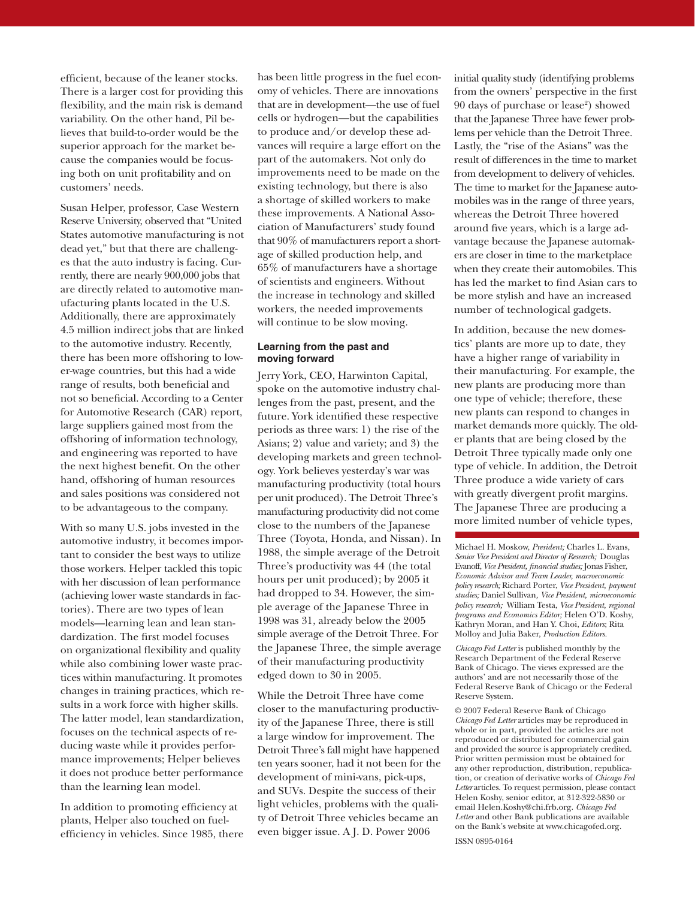efficient, because of the leaner stocks. There is a larger cost for providing this flexibility, and the main risk is demand variability. On the other hand, Pil believes that build-to-order would be the superior approach for the market because the companies would be focusing both on unit profitability and on customers' needs.

Susan Helper, professor, Case Western Reserve University, observed that "United States automotive manufacturing is not dead yet," but that there are challenges that the auto industry is facing. Currently, there are nearly 900,000 jobs that are directly related to automotive manufacturing plants located in the U.S. Additionally, there are approximately 4.5 million indirect jobs that are linked to the automotive industry. Recently, there has been more offshoring to lower-wage countries, but this had a wide range of results, both beneficial and not so beneficial. According to a Center for Automotive Research (CAR) report, large suppliers gained most from the offshoring of information technology, and engineering was reported to have the next highest benefit. On the other hand, offshoring of human resources and sales positions was considered not to be advantageous to the company.

With so many U.S. jobs invested in the automotive industry, it becomes important to consider the best ways to utilize those workers. Helper tackled this topic with her discussion of lean performance (achieving lower waste standards in factories). There are two types of lean models—learning lean and lean standardization. The first model focuses on organizational flexibility and quality while also combining lower waste practices within manufacturing. It promotes changes in training practices, which results in a work force with higher skills. The latter model, lean standardization, focuses on the technical aspects of reducing waste while it provides performance improvements; Helper believes it does not produce better performance than the learning lean model.

In addition to promoting efficiency at plants, Helper also touched on fuel-efficiency in vehicles. Since 1985, there has been little progress in the fuel economy of vehicles. There are innovations that are in development—the use of fuel cells or hydrogen—but the capabilities to produce and/or develop these advances will require a large effort on the part of the automakers. Not only do improvements need to be made on the existing technology, but there is also a shortage of skilled workers to make these improvements. A National Association of Manufacturers' study found that 90% of manufacturers report a shortage of skilled production help, and 65% of manufacturers have a shortage of scientists and engineers. Without the increase in technology and skilled workers, the needed improvements will continue to be slow moving.

### Learning from the past and moving forward

Jerry York, CEO, Harwinton Capital, spoke on the automotive industry challenges from the past, present, and the future. York identified these respective periods as three wars: 1) the rise of the Asians; 2) value and variety; and 3) the developing markets and green technology. York believes yesterday's war was manufacturing productivity (total hours per unit produced). The Detroit Three's manufacturing productivity did not come close to the numbers of the Japanese Three (Toyota, Honda, and Nissan). In 1988, the simple average of the Detroit Three's productivity was 44 (the total hours per unit produced); by 2005 it had dropped to 34. However, the simple average of the Japanese Three in 1998 was 31, already below the 2005 simple average of the Detroit Three. For the Japanese Three, the simple average of their manufacturing productivity edged down to 30 in 2005.

While the Detroit Three have come closer to the manufacturing productivity of the Japanese Three, there is still a large window for improvement. The Detroit Three's fall might have happened ten years sooner, had it not been for the development of mini-vans, pick-ups, and SUVs. Despite the success of their light vehicles, problems with the quality of Detroit Three vehicles became an even bigger issue. A J. D. Power 2006 initial quality study (identifying problems from the owners' perspective in the first 90 days of purchase or lease[2]) showed that the Japanese Three have fewer problems per vehicle than the Detroit Three. Lastly, the "rise of the Asians" was the result of differences in the time to market from development to delivery of vehicles. The time to market for the Japanese automobiles was in the range of three years, whereas the Detroit Three hovered around five years, which is a large advantage because the Japanese automakers are closer in time to the marketplace when they create their automobiles. This has led the market to find Asian cars to be more stylish and have an increased number of technological gadgets.

In addition, because the new domestics' plants are more up to date, they have a higher range of variability in their manufacturing. For example, the new plants are producing more than one type of vehicle; therefore, these new plants can respond to changes in market demands more quickly. The older plants that are being closed by the Detroit Three typically made only one type of vehicle. In addition, the Detroit Three produce a wide variety of cars with greatly divergent profit margins. The Japanese Three are producing a more limited number of vehicle types,

---

Michael H. Moskow, *President;* Charles L. Evans, *Senior Vice President and Director of Research;* Douglas Evanoff, *Vice President, financial studies;* Jonas Fisher, *Economic Advisor and Team Leader, macroeconomic policy research;* Richard Porter, *Vice President, payment studies;* Daniel Sullivan, *Vice President, microeconomic policy research;* William Testa, *Vice President, regional programs and Economics Editor;* Helen O'D. Koshy, Kathryn Moran, and Han Y. Choi, *Editors;* Rita Molloy and Julia Baker, *Production Editors.*

*Chicago Fed Letter* is published monthly by the Research Department of the Federal Reserve Bank of Chicago. The views expressed are the authors' and are not necessarily those of the Federal Reserve Bank of Chicago or the Federal Reserve System.

© 2007 Federal Reserve Bank of Chicago
*Chicago Fed Letter* articles may be reproduced in whole or in part, provided the articles are not reproduced or distributed for commercial gain and provided the source is appropriately credited. Prior written permission must be obtained for any other reproduction, distribution, republication, or creation of derivative works of *Chicago Fed Letter* articles. To request permission, please contact Helen Koshy, senior editor, at 312-322-5830 or email Helen.Koshy@chi.frb.org. *Chicago Fed Letter* and other Bank publications are available on the Bank's website at www.chicagofed.org.

ISSN 0895-0164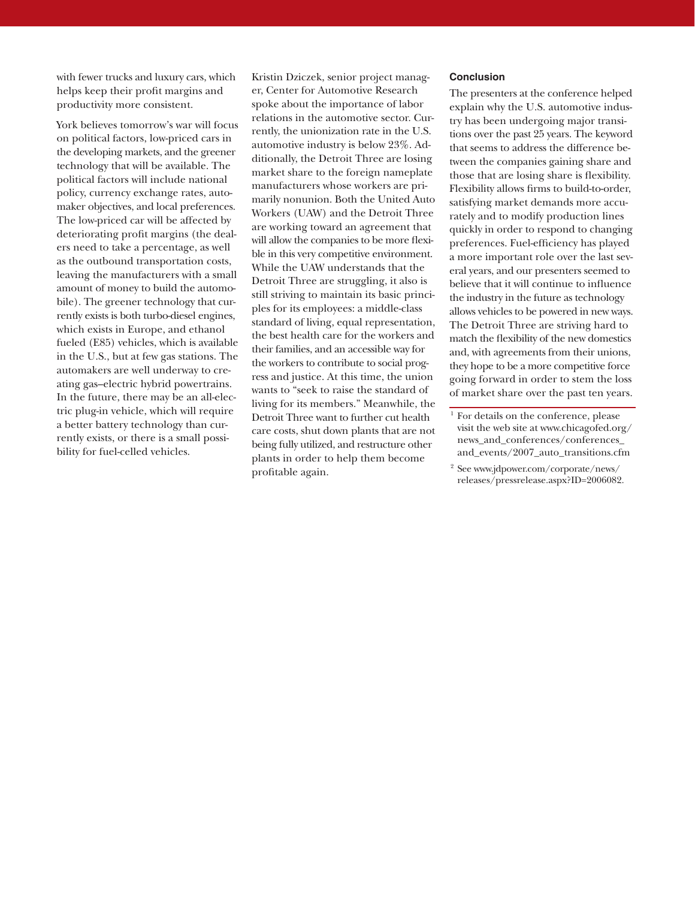with fewer trucks and luxury cars, which helps keep their profit margins and productivity more consistent.

York believes tomorrow's war will focus on political factors, low-priced cars in the developing markets, and the greener technology that will be available. The political factors will include national policy, currency exchange rates, automaker objectives, and local preferences. The low-priced car will be affected by deteriorating profit margins (the dealers need to take a percentage, as well as the outbound transportation costs, leaving the manufacturers with a small amount of money to build the automobile). The greener technology that currently exists is both turbo-diesel engines, which exists in Europe, and ethanol fueled (E85) vehicles, which is available in the U.S., but at few gas stations. The automakers are well underway to creating gas–electric hybrid powertrains. In the future, there may be an all-electric plug-in vehicle, which will require a better battery technology than currently exists, or there is a small possibility for fuel-celled vehicles.

Kristin Dziczek, senior project manager, Center for Automotive Research spoke about the importance of labor relations in the automotive sector. Currently, the unionization rate in the U.S. automotive industry is below 23%. Additionally, the Detroit Three are losing market share to the foreign nameplate manufacturers whose workers are primarily nonunion. Both the United Auto Workers (UAW) and the Detroit Three are working toward an agreement that will allow the companies to be more flexible in this very competitive environment. While the UAW understands that the Detroit Three are struggling, it also is still striving to maintain its basic principles for its employees: a middle-class standard of living, equal representation, the best health care for the workers and their families, and an accessible way for the workers to contribute to social progress and justice. At this time, the union wants to "seek to raise the standard of living for its members." Meanwhile, the Detroit Three want to further cut health care costs, shut down plants that are not being fully utilized, and restructure other plants in order to help them become profitable again.

## Conclusion

The presenters at the conference helped explain why the U.S. automotive industry has been undergoing major transitions over the past 25 years. The keyword that seems to address the difference between the companies gaining share and those that are losing share is flexibility. Flexibility allows firms to build-to-order, satisfying market demands more accurately and to modify production lines quickly in order to respond to changing preferences. Fuel-efficiency has played a more important role over the last several years, and our presenters seemed to believe that it will continue to influence the industry in the future as technology allows vehicles to be powered in new ways. The Detroit Three are striving hard to match the flexibility of the new domestics and, with agreements from their unions, they hope to be a more competitive force going forward in order to stem the loss of market share over the past ten years.

---

[1] For details on the conference, please visit the web site at www.chicagofed.org/news_and_conferences/conferences_and_events/2007_auto_transitions.cfm

[2] See www.jdpower.com/corporate/news/releases/pressrelease.aspx?ID=2006082.